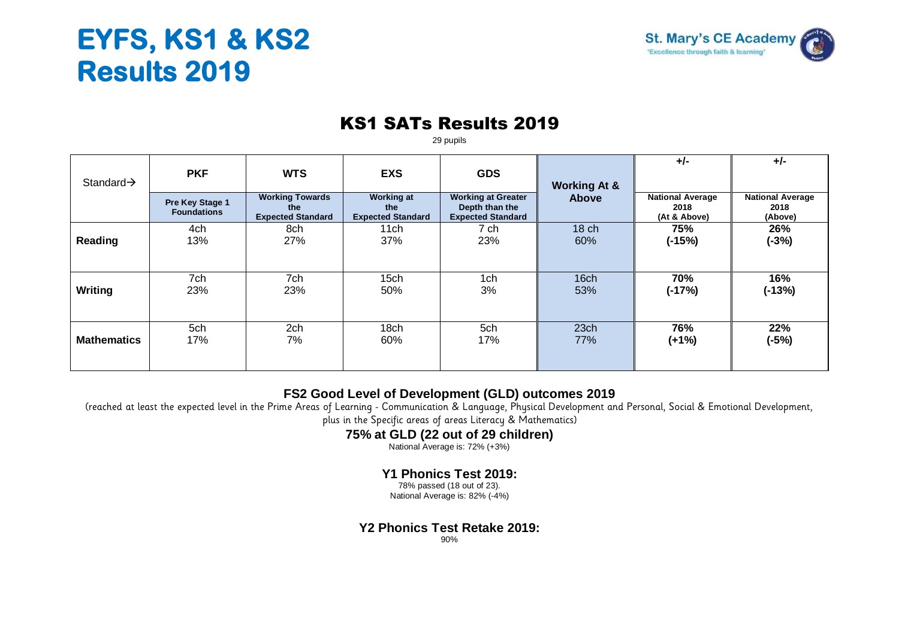# EYFS, KS1 & KS2 Results 2019

St. Mary's CE Academy
'Excellence through faith & learning'

## KS1 SATs Results 2019

29 pupils

| Standard→ | PKF | WTS | EXS | GDS | Working At & Above | +/- | +/- |
|---|---|---|---|---|---|---|---|
| | **Pre Key Stage 1 Foundations** | **Working Towards the Expected Standard** | **Working at the Expected Standard** | **Working at Greater Depth than the Expected Standard** | | **National Average 2018 (At & Above)** | **National Average 2018 (Above)** |
| **Reading** | 4ch 13% | 8ch 27% | 11ch 37% | 7 ch 23% | 18 ch 60% | **75% (-15%)** | **26% (-3%)** |
| **Writing** | 7ch 23% | 7ch 23% | 15ch 50% | 1ch 3% | 16ch 53% | **70% (-17%)** | **16% (-13%)** |
| **Mathematics** | 5ch 17% | 2ch 7% | 18ch 60% | 5ch 17% | 23ch 77% | **76% (+1%)** | **22% (-5%)** |

### FS2 Good Level of Development (GLD) outcomes 2019

(reached at least the expected level in the Prime Areas of Learning - Communication & Language, Physical Development and Personal, Social & Emotional Development, plus in the Specific areas of areas Literacy & Mathematics)

**75% at GLD (22 out of 29 children)**

National Average is: 72% (+3%)

### Y1 Phonics Test 2019:

78% passed (18 out of 23).

National Average is: 82% (-4%)

### Y2 Phonics Test Retake 2019:

90%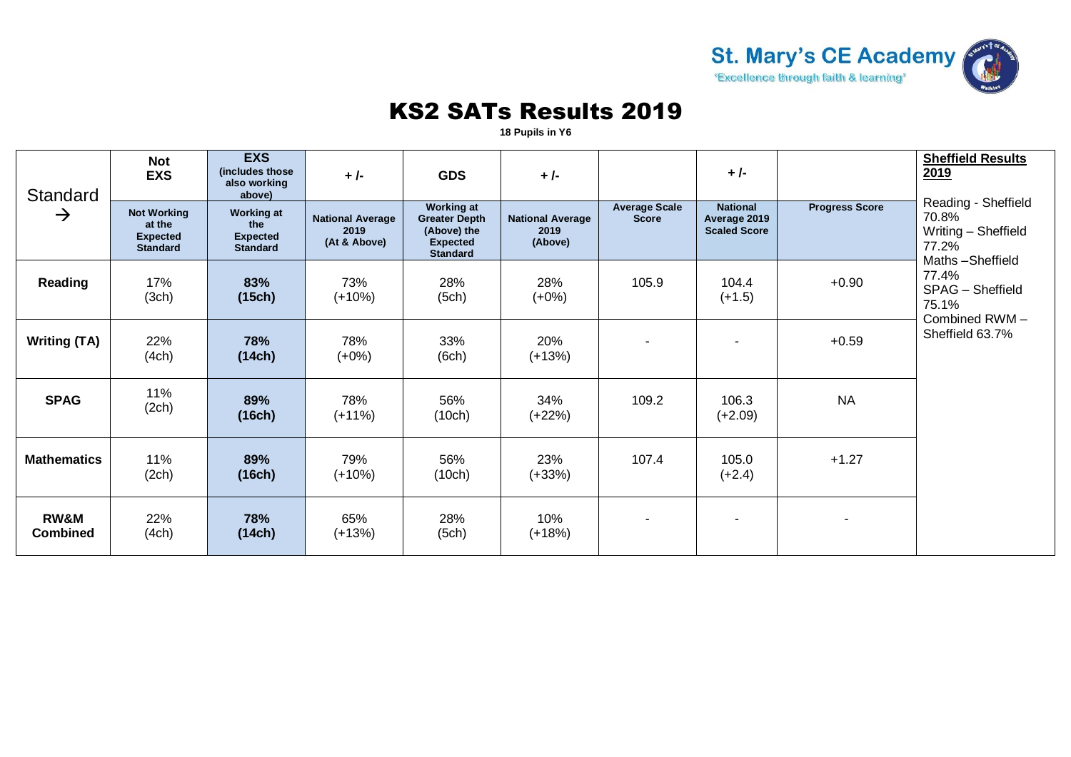St. Mary's CE Academy

'Excellence through faith & learning'

# KS2 SATs Results 2019

**18 Pupils in Y6**

| Standard → | Not EXS | EXS (includes those also working above) | + /- | GDS | + /- | | + /- | | |
|---|---|---|---|---|---|---|---|---|---|
| | **Not Working at the Expected Standard** | **Working at the Expected Standard** | **National Average 2019 (At & Above)** | **Working at Greater Depth (Above) the Expected Standard** | **National Average 2019 (Above)** | **Average Scale Score** | **National Average 2019 Scaled Score** | **Progress Score** | |
| **Reading** | 17% (3ch) | **83% (15ch)** | 73% (+10%) | 28% (5ch) | 28% (+0%) | 105.9 | 104.4 (+1.5) | +0.90 | |
| **Writing (TA)** | 22% (4ch) | **78% (14ch)** | 78% (+0%) | 33% (6ch) | 20% (+13%) | - | - | +0.59 | |
| **SPAG** | 11% (2ch) | **89% (16ch)** | 78% (+11%) | 56% (10ch) | 34% (+22%) | 109.2 | 106.3 (+2.09) | NA | |
| **Mathematics** | 11% (2ch) | **89% (16ch)** | 79% (+10%) | 56% (10ch) | 23% (+33%) | 107.4 | 105.0 (+2.4) | +1.27 | |
| **RW&M Combined** | 22% (4ch) | **78% (14ch)** | 65% (+13%) | 28% (5ch) | 10% (+18%) | - | - | - | |

**Sheffield Results 2019**

Reading - Sheffield 70.8%
Writing – Sheffield 77.2%
Maths –Sheffield 77.4%
SPAG – Sheffield 75.1%
Combined RWM – Sheffield 63.7%